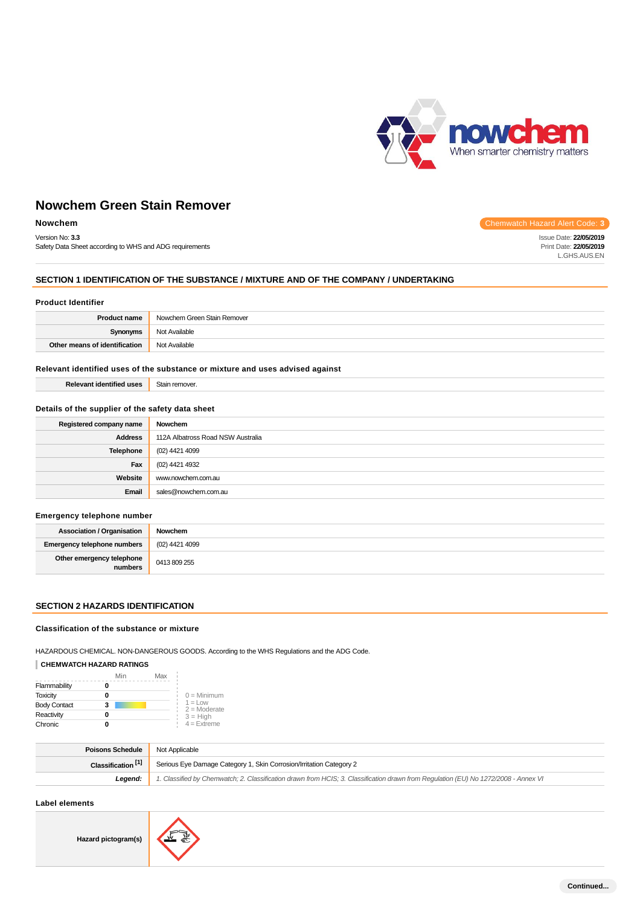nowchem
When smarter chemistry matters

# Nowchem Green Stain Remover

**Nowchem**

Chemwatch Hazard Alert Code: **3**

Version No: **3.3**
Safety Data Sheet according to WHS and ADG requirements

Issue Date: **22/05/2019**
Print Date: **22/05/2019**
L.GHS.AUS.EN

## SECTION 1 IDENTIFICATION OF THE SUBSTANCE / MIXTURE AND OF THE COMPANY / UNDERTAKING

### Product Identifier

| | |
|---|---|
| **Product name** | Nowchem Green Stain Remover |
| **Synonyms** | Not Available |
| **Other means of identification** | Not Available |

### Relevant identified uses of the substance or mixture and uses advised against

| | |
|---|---|
| **Relevant identified uses** | Stain remover. |

### Details of the supplier of the safety data sheet

| | |
|---|---|
| **Registered company name** | **Nowchem** |
| **Address** | 112A Albatross Road NSW Australia |
| **Telephone** | (02) 4421 4099 |
| **Fax** | (02) 4421 4932 |
| **Website** | www.nowchem.com.au |
| **Email** | sales@nowchem.com.au |

### Emergency telephone number

| | |
|---|---|
| **Association / Organisation** | **Nowchem** |
| **Emergency telephone numbers** | (02) 4421 4099 |
| **Other emergency telephone numbers** | 0413 809 255 |

## SECTION 2 HAZARDS IDENTIFICATION

### Classification of the substance or mixture

HAZARDOUS CHEMICAL. NON-DANGEROUS GOODS. According to the WHS Regulations and the ADG Code.

**CHEMWATCH HAZARD RATINGS**

| | Rating (Min–Max) |
|---|---|
| Flammability | 0 |
| Toxicity | 0 |
| Body Contact | 3 |
| Reactivity | 0 |
| Chronic | 0 |

0 = Minimum
1 = Low
2 = Moderate
3 = High
4 = Extreme

| | |
|---|---|
| **Poisons Schedule** | Not Applicable |
| **Classification [1]** | Serious Eye Damage Category 1, Skin Corrosion/Irritation Category 2 |
| ***Legend:*** | *1. Classified by Chemwatch; 2. Classification drawn from HCIS; 3. Classification drawn from Regulation (EU) No 1272/2008 - Annex VI* |

### Label elements

| | |
|---|---|
| **Hazard pictogram(s)** | |

Continued...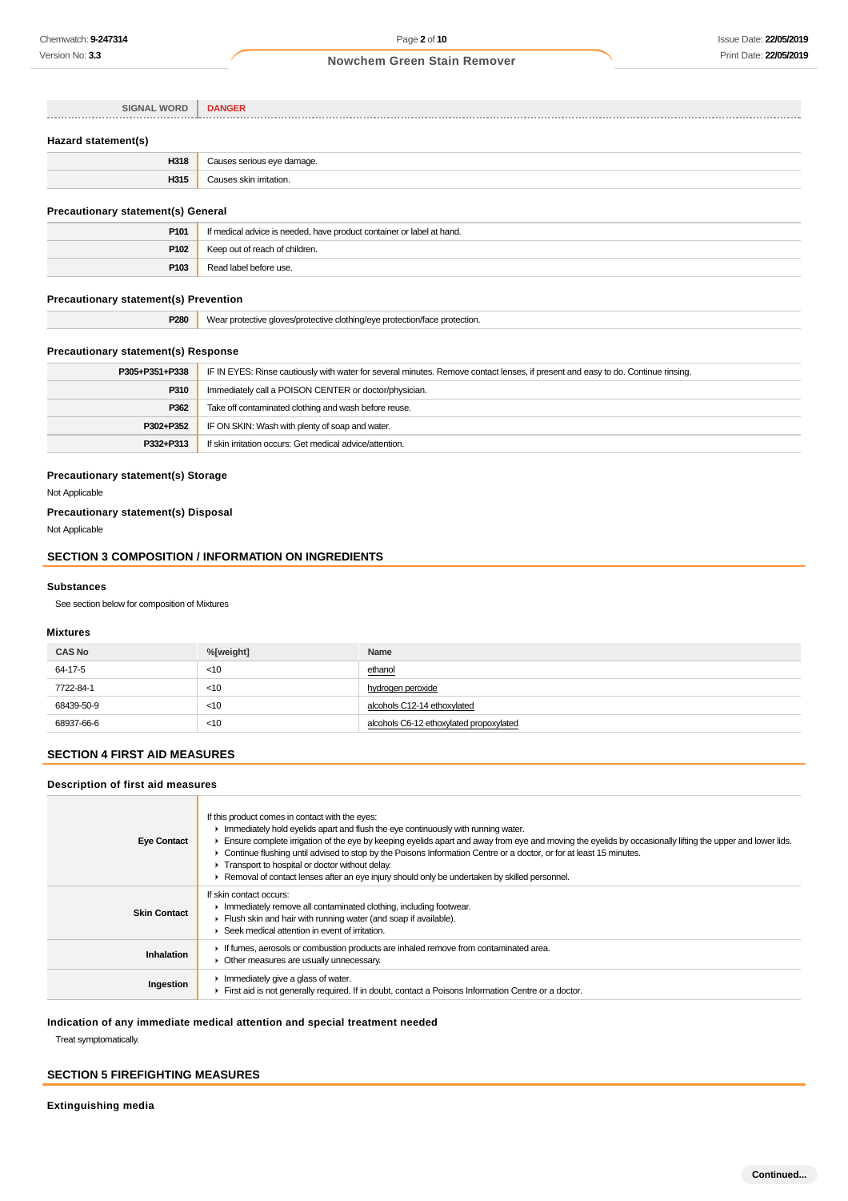| SIGNAL WORD | DANGER |
|---|---|

### Hazard statement(s)

| | |
|---|---|
| **H318** | Causes serious eye damage. |
| **H315** | Causes skin irritation. |

### Precautionary statement(s) General

| | |
|---|---|
| **P101** | If medical advice is needed, have product container or label at hand. |
| **P102** | Keep out of reach of children. |
| **P103** | Read label before use. |

### Precautionary statement(s) Prevention

| | |
|---|---|
| **P280** | Wear protective gloves/protective clothing/eye protection/face protection. |

### Precautionary statement(s) Response

| | |
|---|---|
| **P305+P351+P338** | IF IN EYES: Rinse cautiously with water for several minutes. Remove contact lenses, if present and easy to do. Continue rinsing. |
| **P310** | Immediately call a POISON CENTER or doctor/physician. |
| **P362** | Take off contaminated clothing and wash before reuse. |
| **P302+P352** | IF ON SKIN: Wash with plenty of soap and water. |
| **P332+P313** | If skin irritation occurs: Get medical advice/attention. |

### Precautionary statement(s) Storage

Not Applicable

### Precautionary statement(s) Disposal

Not Applicable

## SECTION 3 COMPOSITION / INFORMATION ON INGREDIENTS

### Substances

See section below for composition of Mixtures

### Mixtures

| CAS No | %[weight] | Name |
|---|---|---|
| 64-17-5 | <10 | ethanol |
| 7722-84-1 | <10 | hydrogen peroxide |
| 68439-50-9 | <10 | alcohols C12-14 ethoxylated |
| 68937-66-6 | <10 | alcohols C6-12 ethoxylated propoxylated |

## SECTION 4 FIRST AID MEASURES

### Description of first aid measures

| | |
|---|---|
| **Eye Contact** | If this product comes in contact with the eyes:<br>▸ Immediately hold eyelids apart and flush the eye continuously with running water.<br>▸ Ensure complete irrigation of the eye by keeping eyelids apart and away from eye and moving the eyelids by occasionally lifting the upper and lower lids.<br>▸ Continue flushing until advised to stop by the Poisons Information Centre or a doctor, or for at least 15 minutes.<br>▸ Transport to hospital or doctor without delay.<br>▸ Removal of contact lenses after an eye injury should only be undertaken by skilled personnel. |
| **Skin Contact** | If skin contact occurs:<br>▸ Immediately remove all contaminated clothing, including footwear.<br>▸ Flush skin and hair with running water (and soap if available).<br>▸ Seek medical attention in event of irritation. |
| **Inhalation** | ▸ If fumes, aerosols or combustion products are inhaled remove from contaminated area.<br>▸ Other measures are usually unnecessary. |
| **Ingestion** | ▸ Immediately give a glass of water.<br>▸ First aid is not generally required. If in doubt, contact a Poisons Information Centre or a doctor. |

### Indication of any immediate medical attention and special treatment needed

Treat symptomatically.

## SECTION 5 FIREFIGHTING MEASURES

### Extinguishing media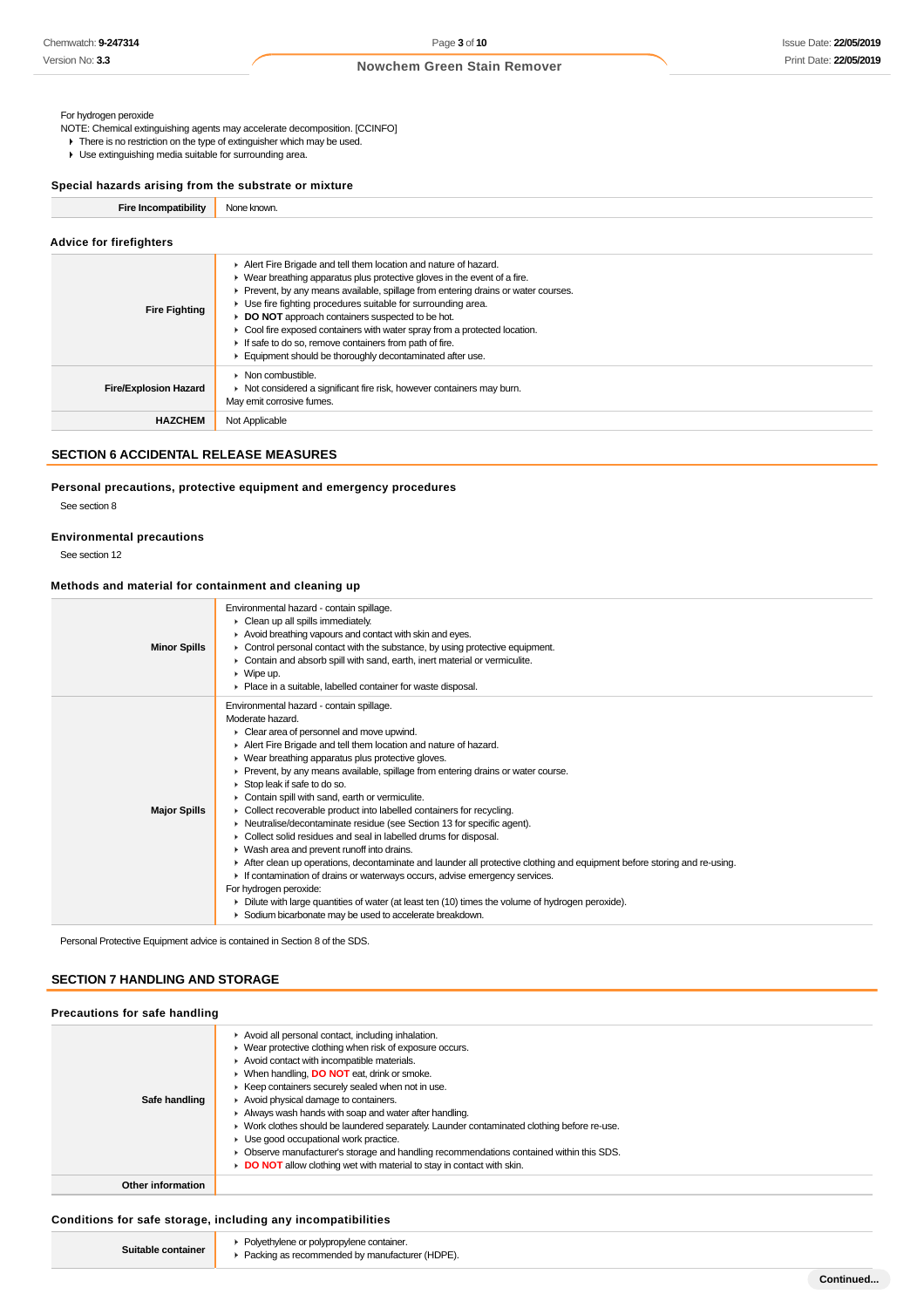For hydrogen peroxide

NOTE: Chemical extinguishing agents may accelerate decomposition. [CCINFO]

- There is no restriction on the type of extinguisher which may be used.
- Use extinguishing media suitable for surrounding area.

### Special hazards arising from the substrate or mixture

| | |
|---|---|
| **Fire Incompatibility** | None known. |

### Advice for firefighters

| | |
|---|---|
| **Fire Fighting** | ▸ Alert Fire Brigade and tell them location and nature of hazard.<br>▸ Wear breathing apparatus plus protective gloves in the event of a fire.<br>▸ Prevent, by any means available, spillage from entering drains or water courses.<br>▸ Use fire fighting procedures suitable for surrounding area.<br>▸ **DO NOT** approach containers suspected to be hot.<br>▸ Cool fire exposed containers with water spray from a protected location.<br>▸ If safe to do so, remove containers from path of fire.<br>▸ Equipment should be thoroughly decontaminated after use. |
| **Fire/Explosion Hazard** | ▸ Non combustible.<br>▸ Not considered a significant fire risk, however containers may burn.<br>May emit corrosive fumes. |
| **HAZCHEM** | Not Applicable |

## SECTION 6 ACCIDENTAL RELEASE MEASURES

### Personal precautions, protective equipment and emergency procedures

See section 8

### Environmental precautions

See section 12

### Methods and material for containment and cleaning up

| | |
|---|---|
| **Minor Spills** | Environmental hazard - contain spillage.<br>▸ Clean up all spills immediately.<br>▸ Avoid breathing vapours and contact with skin and eyes.<br>▸ Control personal contact with the substance, by using protective equipment.<br>▸ Contain and absorb spill with sand, earth, inert material or vermiculite.<br>▸ Wipe up.<br>▸ Place in a suitable, labelled container for waste disposal. |
| **Major Spills** | Environmental hazard - contain spillage.<br>Moderate hazard.<br>▸ Clear area of personnel and move upwind.<br>▸ Alert Fire Brigade and tell them location and nature of hazard.<br>▸ Wear breathing apparatus plus protective gloves.<br>▸ Prevent, by any means available, spillage from entering drains or water course.<br>▸ Stop leak if safe to do so.<br>▸ Contain spill with sand, earth or vermiculite.<br>▸ Collect recoverable product into labelled containers for recycling.<br>▸ Neutralise/decontaminate residue (see Section 13 for specific agent).<br>▸ Collect solid residues and seal in labelled drums for disposal.<br>▸ Wash area and prevent runoff into drains.<br>▸ After clean up operations, decontaminate and launder all protective clothing and equipment before storing and re-using.<br>▸ If contamination of drains or waterways occurs, advise emergency services.<br>For hydrogen peroxide:<br>▸ Dilute with large quantities of water (at least ten (10) times the volume of hydrogen peroxide).<br>▸ Sodium bicarbonate may be used to accelerate breakdown. |

Personal Protective Equipment advice is contained in Section 8 of the SDS.

## SECTION 7 HANDLING AND STORAGE

### Precautions for safe handling

| | |
|---|---|
| **Safe handling** | ▸ Avoid all personal contact, including inhalation.<br>▸ Wear protective clothing when risk of exposure occurs.<br>▸ Avoid contact with incompatible materials.<br>▸ When handling, **DO NOT** eat, drink or smoke.<br>▸ Keep containers securely sealed when not in use.<br>▸ Avoid physical damage to containers.<br>▸ Always wash hands with soap and water after handling.<br>▸ Work clothes should be laundered separately. Launder contaminated clothing before re-use.<br>▸ Use good occupational work practice.<br>▸ Observe manufacturer's storage and handling recommendations contained within this SDS.<br>▸ **DO NOT** allow clothing wet with material to stay in contact with skin. |
| **Other information** | |

### Conditions for safe storage, including any incompatibilities

| | |
|---|---|
| **Suitable container** | ▸ Polyethylene or polypropylene container.<br>▸ Packing as recommended by manufacturer (HDPE). |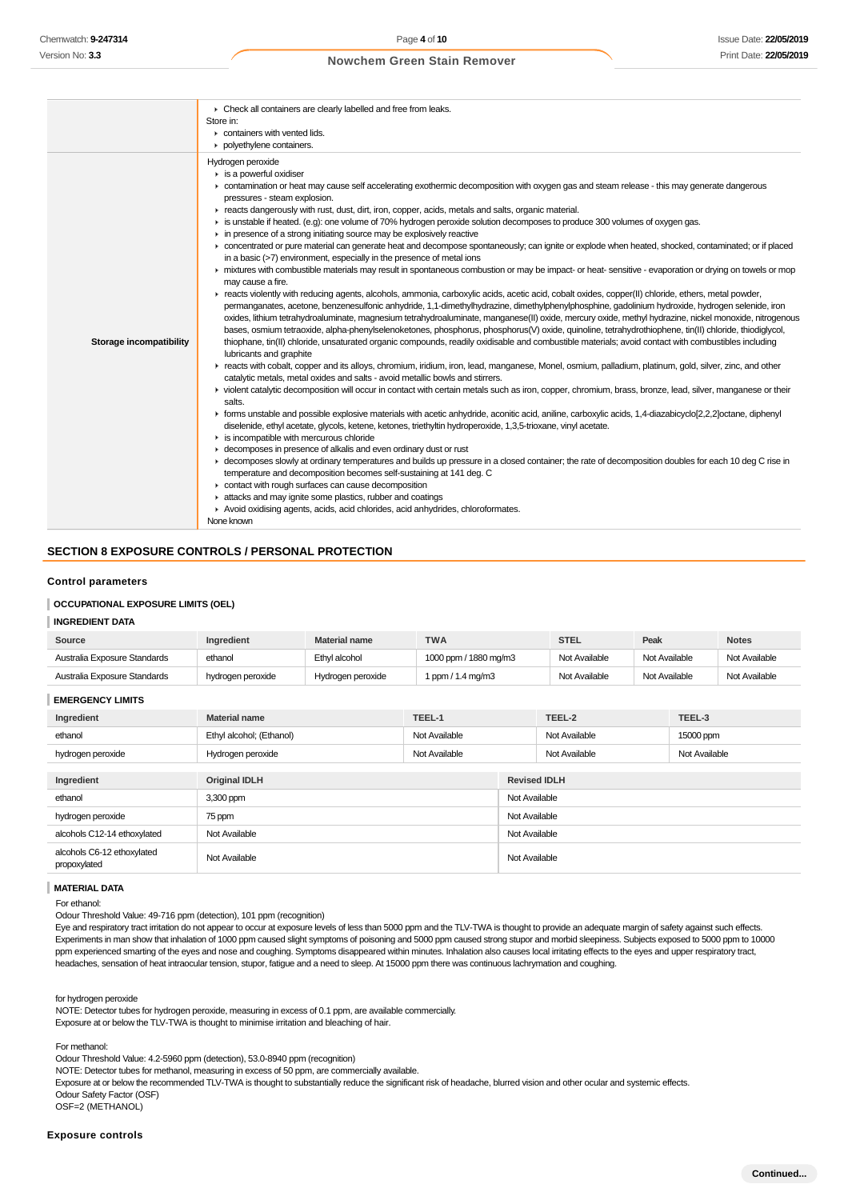|  |  |
|---|---|
|  | ▸ Check all containers are clearly labelled and free from leaks.<br>Store in:<br>▸ containers with vented lids.<br>▸ polyethylene containers. |
| **Storage incompatibility** | Hydrogen peroxide<br>▸ is a powerful oxidiser<br>▸ contamination or heat may cause self accelerating exothermic decomposition with oxygen gas and steam release - this may generate dangerous pressures - steam explosion.<br>▸ reacts dangerously with rust, dust, dirt, iron, copper, acids, metals and salts, organic material.<br>▸ is unstable if heated. (e.g): one volume of 70% hydrogen peroxide solution decomposes to produce 300 volumes of oxygen gas.<br>▸ in presence of a strong initiating source may be explosively reactive<br>▸ concentrated or pure material can generate heat and decompose spontaneously; can ignite or explode when heated, shocked, contaminated; or if placed in a basic (>7) environment, especially in the presence of metal ions<br>▸ mixtures with combustible materials may result in spontaneous combustion or may be impact- or heat- sensitive - evaporation or drying on towels or mop may cause a fire.<br>▸ reacts violently with reducing agents, alcohols, ammonia, carboxylic acids, acetic acid, cobalt oxides, copper(II) chloride, ethers, metal powder, permanganates, acetone, benzenesulfonic anhydride, 1,1-dimethylhydrazine, dimethylphenylphosphine, gadolinium hydroxide, hydrogen selenide, iron oxides, lithium tetrahydroaluminate, magnesium tetrahydroaluminate, manganese(II) oxide, mercury oxide, methyl hydrazine, nickel monoxide, nitrogenous bases, osmium tetraoxide, alpha-phenylselenoketones, phosphorus, phosphorus(V) oxide, quinoline, tetrahydrothiophene, tin(II) chloride, thiodiglycol, thiophane, tin(II) chloride, unsaturated organic compounds, readily oxidisable and combustible materials; avoid contact with combustibles including lubricants and graphite<br>▸ reacts with cobalt, copper and its alloys, chromium, iridium, iron, lead, manganese, Monel, osmium, palladium, platinum, gold, silver, zinc, and other catalytic metals, metal oxides and salts - avoid metallic bowls and stirrers.<br>▸ violent catalytic decomposition will occur in contact with certain metals such as iron, copper, chromium, brass, bronze, lead, silver, manganese or their salts.<br>▸ forms unstable and possible explosive materials with acetic anhydride, aconitic acid, aniline, carboxylic acids, 1,4-diazabicyclo[2,2,2]octane, diphenyl diselenide, ethyl acetate, glycols, ketene, ketones, triethyltin hydroperoxide, 1,3,5-trioxane, vinyl acetate.<br>▸ is incompatible with mercurous chloride<br>▸ decomposes in presence of alkalis and even ordinary dust or rust<br>▸ decomposes slowly at ordinary temperatures and builds up pressure in a closed container; the rate of decomposition doubles for each 10 deg C rise in temperature and decomposition becomes self-sustaining at 141 deg. C<br>▸ contact with rough surfaces can cause decomposition<br>▸ attacks and may ignite some plastics, rubber and coatings<br>▸ Avoid oxidising agents, acids, acid chlorides, acid anhydrides, chloroformates.<br>None known |

## SECTION 8 EXPOSURE CONTROLS / PERSONAL PROTECTION

### Control parameters

#### OCCUPATIONAL EXPOSURE LIMITS (OEL)

#### INGREDIENT DATA

| Source | Ingredient | Material name | TWA | STEL | Peak | Notes |
|---|---|---|---|---|---|---|
| Australia Exposure Standards | ethanol | Ethyl alcohol | 1000 ppm / 1880 mg/m3 | Not Available | Not Available | Not Available |
| Australia Exposure Standards | hydrogen peroxide | Hydrogen peroxide | 1 ppm / 1.4 mg/m3 | Not Available | Not Available | Not Available |

#### EMERGENCY LIMITS

| Ingredient | Material name | TEEL-1 | TEEL-2 | TEEL-3 |
|---|---|---|---|---|
| ethanol | Ethyl alcohol; (Ethanol) | Not Available | Not Available | 15000 ppm |
| hydrogen peroxide | Hydrogen peroxide | Not Available | Not Available | Not Available |

| Ingredient | Original IDLH | Revised IDLH |
|---|---|---|
| ethanol | 3,300 ppm | Not Available |
| hydrogen peroxide | 75 ppm | Not Available |
| alcohols C12-14 ethoxylated | Not Available | Not Available |
| alcohols C6-12 ethoxylated propoxylated | Not Available | Not Available |

#### MATERIAL DATA

For ethanol:
Odour Threshold Value: 49-716 ppm (detection), 101 ppm (recognition)
Eye and respiratory tract irritation do not appear to occur at exposure levels of less than 5000 ppm and the TLV-TWA is thought to provide an adequate margin of safety against such effects. Experiments in man show that inhalation of 1000 ppm caused slight symptoms of poisoning and 5000 ppm caused strong stupor and morbid sleepiness. Subjects exposed to 5000 ppm to 10000 ppm experienced smarting of the eyes and nose and coughing. Symptoms disappeared within minutes. Inhalation also causes local irritating effects to the eyes and upper respiratory tract, headaches, sensation of heat intraocular tension, stupor, fatigue and a need to sleep. At 15000 ppm there was continuous lachrymation and coughing.

for hydrogen peroxide
NOTE: Detector tubes for hydrogen peroxide, measuring in excess of 0.1 ppm, are available commercially.
Exposure at or below the TLV-TWA is thought to minimise irritation and bleaching of hair.

For methanol:
Odour Threshold Value: 4.2-5960 ppm (detection), 53.0-8940 ppm (recognition)
NOTE: Detector tubes for methanol, measuring in excess of 50 ppm, are commercially available.
Exposure at or below the recommended TLV-TWA is thought to substantially reduce the significant risk of headache, blurred vision and other ocular and systemic effects.
Odour Safety Factor (OSF)
OSF=2 (METHANOL)

### Exposure controls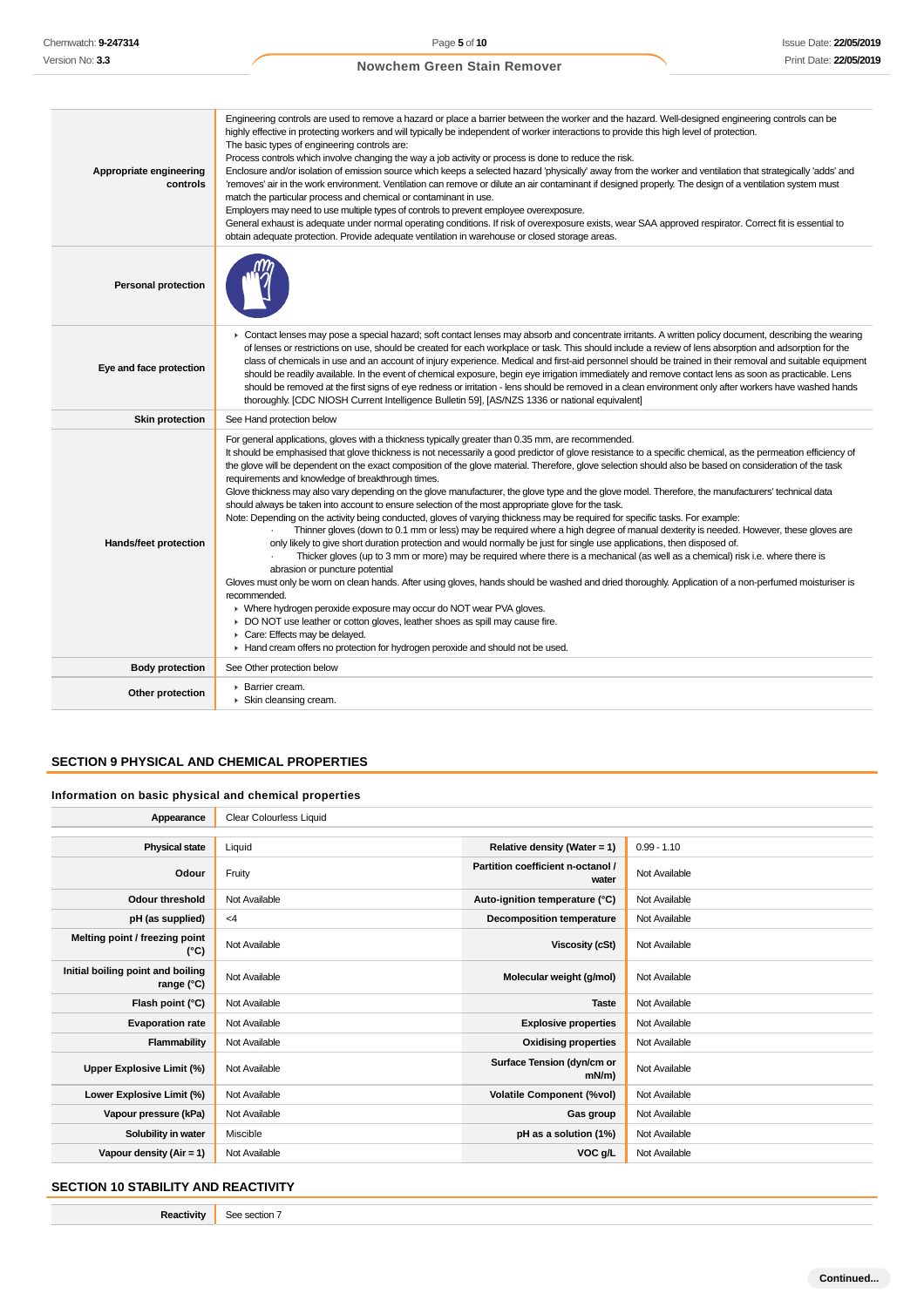| | |
|---|---|
| **Appropriate engineering controls** | Engineering controls are used to remove a hazard or place a barrier between the worker and the hazard. Well-designed engineering controls can be highly effective in protecting workers and will typically be independent of worker interactions to provide this high level of protection.<br>The basic types of engineering controls are:<br>Process controls which involve changing the way a job activity or process is done to reduce the risk.<br>Enclosure and/or isolation of emission source which keeps a selected hazard 'physically' away from the worker and ventilation that strategically 'adds' and 'removes' air in the work environment. Ventilation can remove or dilute an air contaminant if designed properly. The design of a ventilation system must match the particular process and chemical or contaminant in use.<br>Employers may need to use multiple types of controls to prevent employee overexposure.<br>General exhaust is adequate under normal operating conditions. If risk of overexposure exists, wear SAA approved respirator. Correct fit is essential to obtain adequate protection. Provide adequate ventilation in warehouse or closed storage areas. |
| **Personal protection** | |
| **Eye and face protection** | ▸ Contact lenses may pose a special hazard; soft contact lenses may absorb and concentrate irritants. A written policy document, describing the wearing of lenses or restrictions on use, should be created for each workplace or task. This should include a review of lens absorption and adsorption for the class of chemicals in use and an account of injury experience. Medical and first-aid personnel should be trained in their removal and suitable equipment should be readily available. In the event of chemical exposure, begin eye irrigation immediately and remove contact lens as soon as practicable. Lens should be removed at the first signs of eye redness or irritation - lens should be removed in a clean environment only after workers have washed hands thoroughly. [CDC NIOSH Current Intelligence Bulletin 59], [AS/NZS 1336 or national equivalent] |
| **Skin protection** | See Hand protection below |
| **Hands/feet protection** | For general applications, gloves with a thickness typically greater than 0.35 mm, are recommended.<br>It should be emphasised that glove thickness is not necessarily a good predictor of glove resistance to a specific chemical, as the permeation efficiency of the glove will be dependent on the exact composition of the glove material. Therefore, glove selection should also be based on consideration of the task requirements and knowledge of breakthrough times.<br>Glove thickness may also vary depending on the glove manufacturer, the glove type and the glove model. Therefore, the manufacturers' technical data should always be taken into account to ensure selection of the most appropriate glove for the task.<br>Note: Depending on the activity being conducted, gloves of varying thickness may be required for specific tasks. For example:<br>· Thinner gloves (down to 0.1 mm or less) may be required where a high degree of manual dexterity is needed. However, these gloves are only likely to give short duration protection and would normally be just for single use applications, then disposed of.<br>· Thicker gloves (up to 3 mm or more) may be required where there is a mechanical (as well as a chemical) risk i.e. where there is abrasion or puncture potential<br>Gloves must only be worn on clean hands. After using gloves, hands should be washed and dried thoroughly. Application of a non-perfumed moisturiser is recommended.<br>▸ Where hydrogen peroxide exposure may occur do NOT wear PVA gloves.<br>▸ DO NOT use leather or cotton gloves, leather shoes as spill may cause fire.<br>▸ Care: Effects may be delayed.<br>▸ Hand cream offers no protection for hydrogen peroxide and should not be used. |
| **Body protection** | See Other protection below |
| **Other protection** | ▸ Barrier cream.<br>▸ Skin cleansing cream. |

## SECTION 9 PHYSICAL AND CHEMICAL PROPERTIES

### Information on basic physical and chemical properties

| | | | |
|---|---|---|---|
| **Appearance** | Clear Colourless Liquid | | |
| **Physical state** | Liquid | **Relative density (Water = 1)** | 0.99 - 1.10 |
| **Odour** | Fruity | **Partition coefficient n-octanol / water** | Not Available |
| **Odour threshold** | Not Available | **Auto-ignition temperature (°C)** | Not Available |
| **pH (as supplied)** | <4 | **Decomposition temperature** | Not Available |
| **Melting point / freezing point (°C)** | Not Available | **Viscosity (cSt)** | Not Available |
| **Initial boiling point and boiling range (°C)** | Not Available | **Molecular weight (g/mol)** | Not Available |
| **Flash point (°C)** | Not Available | **Taste** | Not Available |
| **Evaporation rate** | Not Available | **Explosive properties** | Not Available |
| **Flammability** | Not Available | **Oxidising properties** | Not Available |
| **Upper Explosive Limit (%)** | Not Available | **Surface Tension (dyn/cm or mN/m)** | Not Available |
| **Lower Explosive Limit (%)** | Not Available | **Volatile Component (%vol)** | Not Available |
| **Vapour pressure (kPa)** | Not Available | **Gas group** | Not Available |
| **Solubility in water** | Miscible | **pH as a solution (1%)** | Not Available |
| **Vapour density (Air = 1)** | Not Available | **VOC g/L** | Not Available |

## SECTION 10 STABILITY AND REACTIVITY

| | |
|---|---|
| **Reactivity** | See section 7 |

Continued...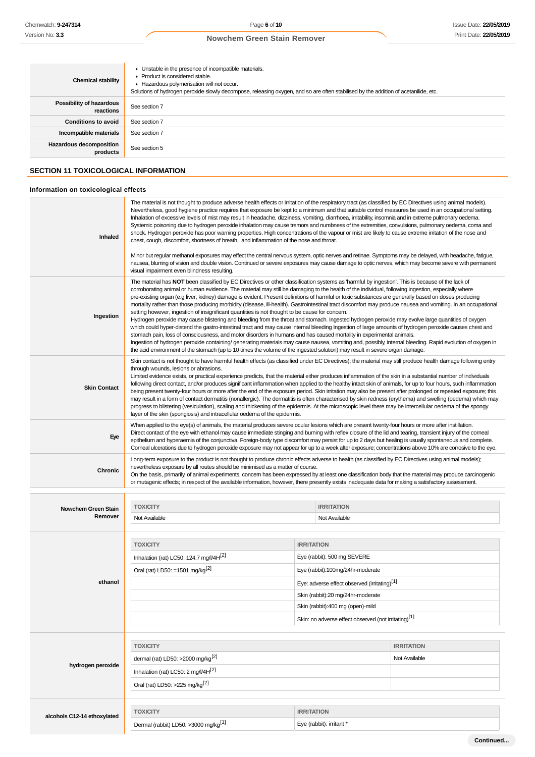| | |
|---|---|
| **Chemical stability** | ▸ Unstable in the presence of incompatible materials.<br>▸ Product is considered stable.<br>▸ Hazardous polymerisation will not occur.<br>Solutions of hydrogen peroxide slowly decompose, releasing oxygen, and so are often stabilised by the addition of acetanilide, etc. |
| **Possibility of hazardous reactions** | See section 7 |
| **Conditions to avoid** | See section 7 |
| **Incompatible materials** | See section 7 |
| **Hazardous decomposition products** | See section 5 |

## SECTION 11 TOXICOLOGICAL INFORMATION

### Information on toxicological effects

| | |
|---|---|
| **Inhaled** | The material is not thought to produce adverse health effects or irritation of the respiratory tract (as classified by EC Directives using animal models). Nevertheless, good hygiene practice requires that exposure be kept to a minimum and that suitable control measures be used in an occupational setting.<br>Inhalation of excessive levels of mist may result in headache, dizziness, vomiting, diarrhoea, irritability, insomnia and in extreme pulmonary oedema. Systemic poisoning due to hydrogen peroxide inhalation may cause tremors and numbness of the extremities, convulsions, pulmonary oedema, coma and shock. Hydrogen peroxide has poor warning properties. High concentrations of the vapour or mist are likely to cause extreme irritation of the nose and chest, cough, discomfort, shortness of breath, and inflammation of the throat.<br><br>Minor but regular methanol exposures may effect the central nervous system, optic nerves and retinae. Symptoms may be delayed, with headache, fatigue, nausea, blurring of vision and double vision. Continued or severe exposures may cause damage to optic nerves, which may become severe with permanent visual impairment even blindness resulting. |
| **Ingestion** | The material has **NOT** been classified by EC Directives or other classification systems as 'harmful by ingestion'. This is because of the lack of corroborating animal or human evidence. The material may still be damaging to the health of the individual, following ingestion, especially where pre-existing organ (e.g liver, kidney) damage is evident. Present definitions of harmful or toxic substances are generally based on doses producing mortality rather than those producing morbidity (disease, ill-health). Gastrointestinal tract discomfort may produce nausea and vomiting. In an occupational setting however, ingestion of insignificant quantities is not thought to be cause for concern.<br>Hydrogen peroxide may cause blistering and bleeding from the throat and stomach. Ingested hydrogen peroxide may evolve large quantities of oxygen which could hyper-distend the gastro-intestinal tract and may cause internal bleeding Ingestion of large amounts of hydrogen peroxide causes chest and stomach pain, loss of consciousness, and motor disorders in humans and has caused mortality in experimental animals.<br>Ingestion of hydrogen peroxide containing/ generating materials may cause nausea, vomiting and, possibly, internal bleeding. Rapid evolution of oxygen in the acid environment of the stomach (up to 10 times the volume of the ingested solution) may result in severe organ damage. |
| **Skin Contact** | Skin contact is not thought to have harmful health effects (as classified under EC Directives); the material may still produce health damage following entry through wounds, lesions or abrasions.<br>Limited evidence exists, or practical experience predicts, that the material either produces inflammation of the skin in a substantial number of individuals following direct contact, and/or produces significant inflammation when applied to the healthy intact skin of animals, for up to four hours, such inflammation being present twenty-four hours or more after the end of the exposure period. Skin irritation may also be present after prolonged or repeated exposure; this may result in a form of contact dermatitis (nonallergic). The dermatitis is often characterised by skin redness (erythema) and swelling (oedema) which may progress to blistering (vesiculation), scaling and thickening of the epidermis. At the microscopic level there may be intercellular oedema of the spongy layer of the skin (spongiosis) and intracellular oedema of the epidermis. |
| **Eye** | When applied to the eye(s) of animals, the material produces severe ocular lesions which are present twenty-four hours or more after instillation.<br>Direct contact of the eye with ethanol may cause immediate stinging and burning with reflex closure of the lid and tearing, transient injury of the corneal epithelium and hyperaemia of the conjunctiva. Foreign-body type discomfort may persist for up to 2 days but healing is usually spontaneous and complete.<br>Corneal ulcerations due to hydrogen peroxide exposure may not appear for up to a week after exposure; concentrations above 10% are corrosive to the eye. |
| **Chronic** | Long-term exposure to the product is not thought to produce chronic effects adverse to health (as classified by EC Directives using animal models); nevertheless exposure by all routes should be minimised as a matter of course.<br>On the basis, primarily, of animal experiments, concern has been expressed by at least one classification body that the material may produce carcinogenic or mutagenic effects; in respect of the available information, however, there presently exists inadequate data for making a satisfactory assessment. |

**Nowchem Green Stain Remover**

| TOXICITY | IRRITATION |
|---|---|
| Not Available | Not Available |

**ethanol**

| TOXICITY | IRRITATION |
|---|---|
| Inhalation (rat) LC50: 124.7 mg/l/4H[2] | Eye (rabbit): 500 mg SEVERE |
| Oral (rat) LD50: =1501 mg/kg[2] | Eye (rabbit):100mg/24hr-moderate |
| | Eye: adverse effect observed (irritating)[1] |
| | Skin (rabbit):20 mg/24hr-moderate |
| | Skin (rabbit):400 mg (open)-mild |
| | Skin: no adverse effect observed (not irritating)[1] |

**hydrogen peroxide**

| TOXICITY | IRRITATION |
|---|---|
| dermal (rat) LD50: >2000 mg/kg[2] | Not Available |
| Inhalation (rat) LC50: 2 mg/l/4H[2] | |
| Oral (rat) LD50: >225 mg/kg[2] | |

**alcohols C12-14 ethoxylated**

| TOXICITY | IRRITATION |
|---|---|
| Dermal (rabbit) LD50: >3000 mg/kg[1] | Eye (rabbit): irritant * |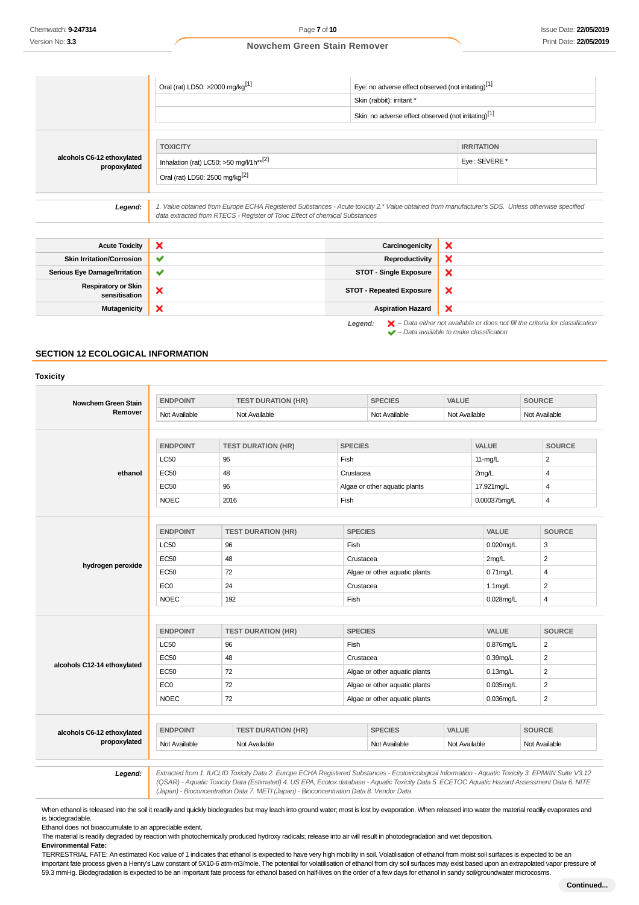| | | |
|---|---|---|
| | Oral (rat) LD50: >2000 mg/kg[1] | Eye: no adverse effect observed (not irritating)[1] |
| | | Skin (rabbit): irritant * |
| | | Skin: no adverse effect observed (not irritating)[1] |

| | TOXICITY | IRRITATION |
|---|---|---|
| **alcohols C6-12 ethoxylated propoxylated** | Inhalation (rat) LC50: >50 mg/l/1h**[2] | Eye : SEVERE * |
| | Oral (rat) LD50: 2500 mg/kg[2] | |

***Legend:*** *1. Value obtained from Europe ECHA Registered Substances - Acute toxicity 2.* Value obtained from manufacturer's SDS. Unless otherwise specified data extracted from RTECS - Register of Toxic Effect of chemical Substances*

| | | | |
|---|---|---|---|
| **Acute Toxicity** | ❌ | **Carcinogenicity** | ❌ |
| **Skin Irritation/Corrosion** | ✔ | **Reproductivity** | ❌ |
| **Serious Eye Damage/Irritation** | ✔ | **STOT - Single Exposure** | ❌ |
| **Respiratory or Skin sensitisation** | ❌ | **STOT - Repeated Exposure** | ❌ |
| **Mutagenicity** | ❌ | **Aspiration Hazard** | ❌ |

***Legend:*** ❌ *– Data either not available or does not fill the criteria for classification*
✔ *– Data available to make classification*

## SECTION 12 ECOLOGICAL INFORMATION

### Toxicity

**Nowchem Green Stain Remover**

| ENDPOINT | TEST DURATION (HR) | SPECIES | VALUE | SOURCE |
|---|---|---|---|---|
| Not Available | Not Available | Not Available | Not Available | Not Available |

**ethanol**

| ENDPOINT | TEST DURATION (HR) | SPECIES | VALUE | SOURCE |
|---|---|---|---|---|
| LC50 | 96 | Fish | 11-mg/L | 2 |
| EC50 | 48 | Crustacea | 2mg/L | 4 |
| EC50 | 96 | Algae or other aquatic plants | 17.921mg/L | 4 |
| NOEC | 2016 | Fish | 0.000375mg/L | 4 |

**hydrogen peroxide**

| ENDPOINT | TEST DURATION (HR) | SPECIES | VALUE | SOURCE |
|---|---|---|---|---|
| LC50 | 96 | Fish | 0.020mg/L | 3 |
| EC50 | 48 | Crustacea | 2mg/L | 2 |
| EC50 | 72 | Algae or other aquatic plants | 0.71mg/L | 4 |
| EC0 | 24 | Crustacea | 1.1mg/L | 2 |
| NOEC | 192 | Fish | 0.028mg/L | 4 |

**alcohols C12-14 ethoxylated**

| ENDPOINT | TEST DURATION (HR) | SPECIES | VALUE | SOURCE |
|---|---|---|---|---|
| LC50 | 96 | Fish | 0.876mg/L | 2 |
| EC50 | 48 | Crustacea | 0.39mg/L | 2 |
| EC50 | 72 | Algae or other aquatic plants | 0.13mg/L | 2 |
| EC0 | 72 | Algae or other aquatic plants | 0.035mg/L | 2 |
| NOEC | 72 | Algae or other aquatic plants | 0.036mg/L | 2 |

**alcohols C6-12 ethoxylated propoxylated**

| ENDPOINT | TEST DURATION (HR) | SPECIES | VALUE | SOURCE |
|---|---|---|---|---|
| Not Available | Not Available | Not Available | Not Available | Not Available |

***Legend:*** *Extracted from 1. IUCLID Toxicity Data 2. Europe ECHA Registered Substances - Ecotoxicological Information - Aquatic Toxicity 3. EPIWIN Suite V3.12 (QSAR) - Aquatic Toxicity Data (Estimated) 4. US EPA, Ecotox database - Aquatic Toxicity Data 5. ECETOC Aquatic Hazard Assessment Data 6. NITE (Japan) - Bioconcentration Data 7. METI (Japan) - Bioconcentration Data 8. Vendor Data*

When ethanol is released into the soil it readily and quickly biodegrades but may leach into ground water; most is lost by evaporation. When released into water the material readily evaporates and is biodegradable.
Ethanol does not bioaccumulate to an appreciable extent.
The material is readily degraded by reaction with photochemically produced hydroxy radicals; release into air will result in photodegradation and wet deposition.
**Environmental Fate:**
TERRESTRIAL FATE: An estimated Koc value of 1 indicates that ethanol is expected to have very high mobility in soil. Volatilisation of ethanol from moist soil surfaces is expected to be an important fate process given a Henry's Law constant of 5X10-6 atm-m3/mole. The potential for volatilisation of ethanol from dry soil surfaces may exist based upon an extrapolated vapor pressure of 59.3 mmHg. Biodegradation is expected to be an important fate process for ethanol based on half-lives on the order of a few days for ethanol in sandy soil/groundwater microcosms.

**Continued...**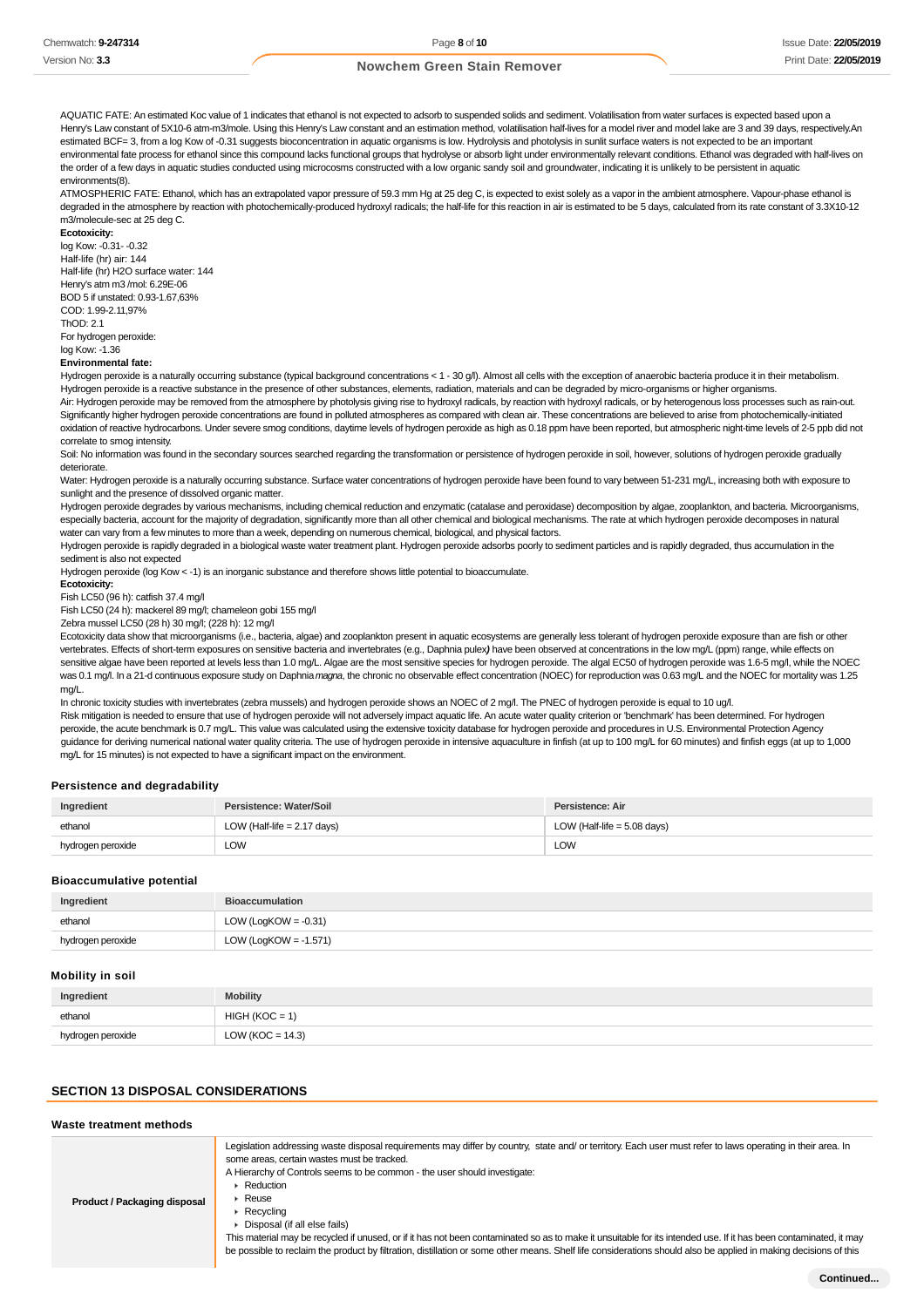AQUATIC FATE: An estimated Koc value of 1 indicates that ethanol is not expected to adsorb to suspended solids and sediment. Volatilisation from water surfaces is expected based upon a Henry's Law constant of 5X10-6 atm-m3/mole. Using this Henry's Law constant and an estimation method, volatilisation half-lives for a model river and model lake are 3 and 39 days, respectively.An estimated BCF= 3, from a log Kow of -0.31 suggests bioconcentration in aquatic organisms is low. Hydrolysis and photolysis in sunlit surface waters is not expected to be an important environmental fate process for ethanol since this compound lacks functional groups that hydrolyse or absorb light under environmentally relevant conditions. Ethanol was degraded with half-lives on the order of a few days in aquatic studies conducted using microcosms constructed with a low organic sandy soil and groundwater, indicating it is unlikely to be persistent in aquatic environments(8).

ATMOSPHERIC FATE: Ethanol, which has an extrapolated vapor pressure of 59.3 mm Hg at 25 deg C, is expected to exist solely as a vapor in the ambient atmosphere. Vapour-phase ethanol is degraded in the atmosphere by reaction with photochemically-produced hydroxyl radicals; the half-life for this reaction in air is estimated to be 5 days, calculated from its rate constant of 3.3X10-12 m3/molecule-sec at 25 deg C.

**Ecotoxicity:**

log Kow: -0.31- -0.32
Half-life (hr) air: 144
Half-life (hr) H2O surface water: 144
Henry's atm m3 /mol: 6.29E-06
BOD 5 if unstated: 0.93-1.67,63%
COD: 1.99-2.11,97%
ThOD: 2.1
For hydrogen peroxide:
log Kow: -1.36

**Environmental fate:**

Hydrogen peroxide is a naturally occurring substance (typical background concentrations < 1 - 30 g/l). Almost all cells with the exception of anaerobic bacteria produce it in their metabolism. Hydrogen peroxide is a reactive substance in the presence of other substances, elements, radiation, materials and can be degraded by micro-organisms or higher organisms.

Air: Hydrogen peroxide may be removed from the atmosphere by photolysis giving rise to hydroxyl radicals, by reaction with hydroxyl radicals, or by heterogeneous loss processes such as rain-out. Significantly higher hydrogen peroxide concentrations are found in polluted atmospheres as compared with clean air. These concentrations are believed to arise from photochemically-initiated oxidation of reactive hydrocarbons. Under severe smog conditions, daytime levels of hydrogen peroxide as high as 0.18 ppm have been reported, but atmospheric night-time levels of 2-5 ppb did not correlate to smog intensity.

Soil: No information was found in the secondary sources searched regarding the transformation or persistence of hydrogen peroxide in soil, however, solutions of hydrogen peroxide gradually deteriorate.

Water: Hydrogen peroxide is a naturally occurring substance. Surface water concentrations of hydrogen peroxide have been found to vary between 51-231 mg/L, increasing both with exposure to sunlight and the presence of dissolved organic matter.

Hydrogen peroxide degrades by various mechanisms, including chemical reduction and enzymatic (catalase and peroxidase) decomposition by algae, zooplankton, and bacteria. Microorganisms, especially bacteria, account for the majority of degradation, significantly more than all other chemical and biological mechanisms. The rate at which hydrogen peroxide decomposes in natural water can vary from a few minutes to more than a week, depending on numerous chemical, biological, and physical factors.

Hydrogen peroxide is rapidly degraded in a biological waste water treatment plant. Hydrogen peroxide adsorbs poorly to sediment particles and is rapidly degraded, thus accumulation in the sediment is also not expected

Hydrogen peroxide (log Kow < -1) is an inorganic substance and therefore shows little potential to bioaccumulate.

**Ecotoxicity:**

Fish LC50 (96 h): catfish 37.4 mg/l
Fish LC50 (24 h): mackerel 89 mg/l; chameleon gobi 155 mg/l
Zebra mussel LC50 (28 h) 30 mg/l; (228 h): 12 mg/l

Ecotoxicity data show that microorganisms (i.e., bacteria, algae) and zooplankton present in aquatic ecosystems are generally less tolerant of hydrogen peroxide exposure than are fish or other vertebrates. Effects of short-term exposures on sensitive bacteria and invertebrates (e.g., Daphnia pulex) have been observed at concentrations in the low mg/L (ppm) range, while effects on sensitive algae have been reported at levels less than 1.0 mg/L. Algae are the most sensitive species for hydrogen peroxide. The algal EC50 of hydrogen peroxide was 1.6-5 mg/l, while the NOEC was 0.1 mg/l. In a 21-d continuous exposure study on Daphnia *magna*, the chronic no observable effect concentration (NOEC) for reproduction was 0.63 mg/L and the NOEC for mortality was 1.25 mg/L.

In chronic toxicity studies with invertebrates (zebra mussels) and hydrogen peroxide shows an NOEC of 2 mg/l. The PNEC of hydrogen peroxide is equal to 10 ug/l.

Risk mitigation is needed to ensure that use of hydrogen peroxide will not adversely impact aquatic life. An acute water quality criterion or 'benchmark' has been determined. For hydrogen peroxide, the acute benchmark is 0.7 mg/L. This value was calculated using the extensive toxicity database for hydrogen peroxide and procedures in U.S. Environmental Protection Agency guidance for deriving numerical national water quality criteria. The use of hydrogen peroxide in intensive aquaculture in finfish (at up to 100 mg/L for 60 minutes) and finfish eggs (at up to 1,000 mg/L for 15 minutes) is not expected to have a significant impact on the environment.

### Persistence and degradability

| Ingredient | Persistence: Water/Soil | Persistence: Air |
|---|---|---|
| ethanol | LOW (Half-life = 2.17 days) | LOW (Half-life = 5.08 days) |
| hydrogen peroxide | LOW | LOW |

### Bioaccumulative potential

| Ingredient | Bioaccumulation |
|---|---|
| ethanol | LOW (LogKOW = -0.31) |
| hydrogen peroxide | LOW (LogKOW = -1.571) |

### Mobility in soil

| Ingredient | Mobility |
|---|---|
| ethanol | HIGH (KOC = 1) |
| hydrogen peroxide | LOW (KOC = 14.3) |

## SECTION 13 DISPOSAL CONSIDERATIONS

### Waste treatment methods

| | |
|---|---|
| **Product / Packaging disposal** | Legislation addressing waste disposal requirements may differ by country, state and/ or territory. Each user must refer to laws operating in their area. In some areas, certain wastes must be tracked.<br>A Hierarchy of Controls seems to be common - the user should investigate:<br>▸ Reduction<br>▸ Reuse<br>▸ Recycling<br>▸ Disposal (if all else fails)<br>This material may be recycled if unused, or if it has not been contaminated so as to make it unsuitable for its intended use. If it has been contaminated, it may be possible to reclaim the product by filtration, distillation or some other means. Shelf life considerations should also be applied in making decisions of this |

Continued...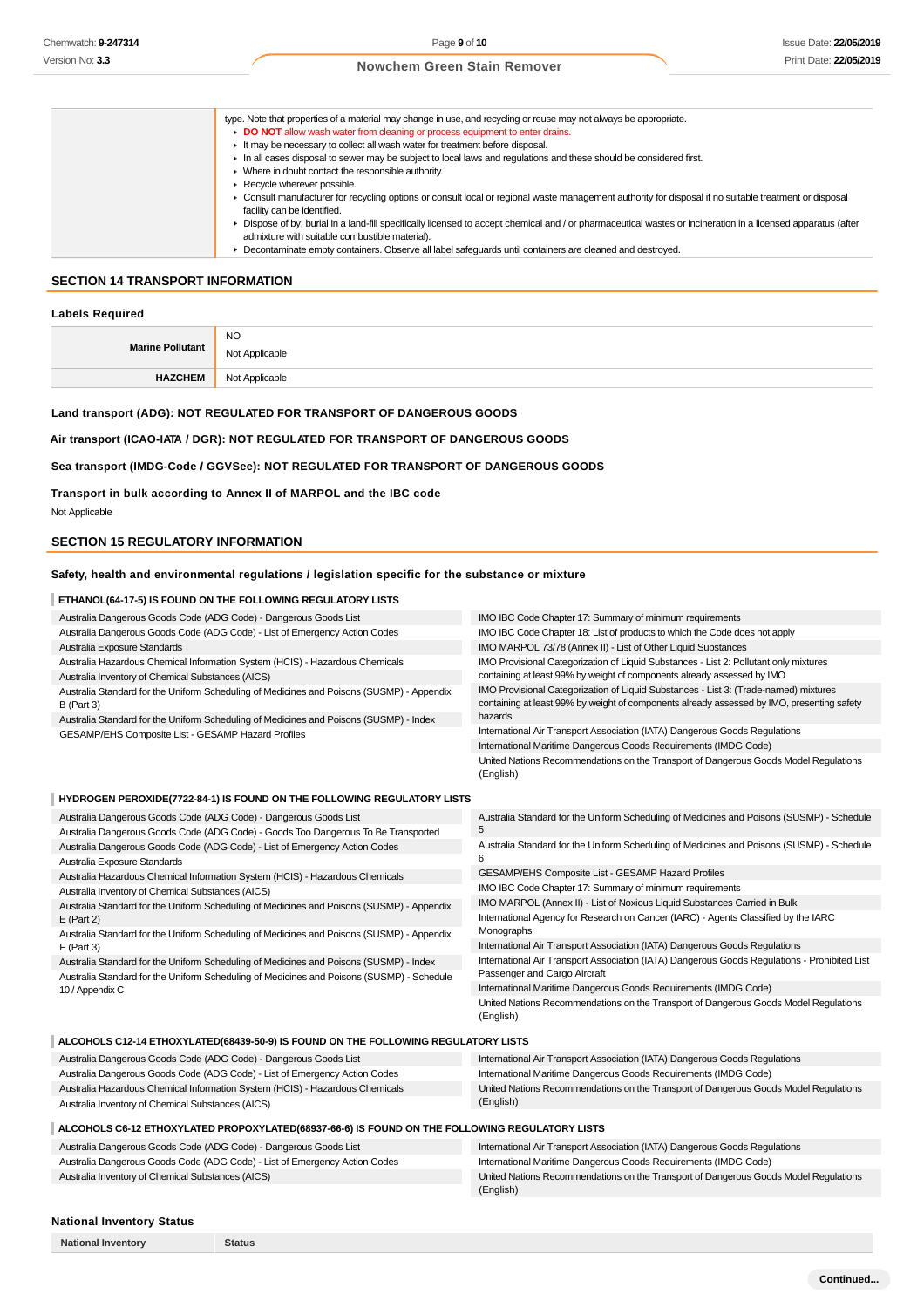| | type. Note that properties of a material may change in use, and recycling or reuse may not always be appropriate.<br>▸ **DO NOT** allow wash water from cleaning or process equipment to enter drains.<br>▸ It may be necessary to collect all wash water for treatment before disposal.<br>▸ In all cases disposal to sewer may be subject to local laws and regulations and these should be considered first.<br>▸ Where in doubt contact the responsible authority.<br>▸ Recycle wherever possible.<br>▸ Consult manufacturer for recycling options or consult local or regional waste management authority for disposal if no suitable treatment or disposal facility can be identified.<br>▸ Dispose of by: burial in a land-fill specifically licensed to accept chemical and / or pharmaceutical wastes or incineration in a licensed apparatus (after admixture with suitable combustible material).<br>▸ Decontaminate empty containers. Observe all label safeguards until containers are cleaned and destroyed. |
|---|---|

## SECTION 14 TRANSPORT INFORMATION

### Labels Required

| | |
|---|---|
| **Marine Pollutant** | NO<br>Not Applicable |
| **HAZCHEM** | Not Applicable |

**Land transport (ADG): NOT REGULATED FOR TRANSPORT OF DANGEROUS GOODS**

**Air transport (ICAO-IATA / DGR): NOT REGULATED FOR TRANSPORT OF DANGEROUS GOODS**

**Sea transport (IMDG-Code / GGVSee): NOT REGULATED FOR TRANSPORT OF DANGEROUS GOODS**

**Transport in bulk according to Annex II of MARPOL and the IBC code**

Not Applicable

## SECTION 15 REGULATORY INFORMATION

### Safety, health and environmental regulations / legislation specific for the substance or mixture

**ETHANOL(64-17-5) IS FOUND ON THE FOLLOWING REGULATORY LISTS**

| | |
|---|---|
| Australia Dangerous Goods Code (ADG Code) - Dangerous Goods List | IMO IBC Code Chapter 17: Summary of minimum requirements |
| Australia Dangerous Goods Code (ADG Code) - List of Emergency Action Codes | IMO IBC Code Chapter 18: List of products to which the Code does not apply |
| Australia Exposure Standards | IMO MARPOL 73/78 (Annex II) - List of Other Liquid Substances |
| Australia Hazardous Chemical Information System (HCIS) - Hazardous Chemicals | IMO Provisional Categorization of Liquid Substances - List 2: Pollutant only mixtures containing at least 99% by weight of components already assessed by IMO |
| Australia Inventory of Chemical Substances (AICS) | IMO Provisional Categorization of Liquid Substances - List 3: (Trade-named) mixtures containing at least 99% by weight of components already assessed by IMO, presenting safety hazards |
| Australia Standard for the Uniform Scheduling of Medicines and Poisons (SUSMP) - Appendix B (Part 3) | International Air Transport Association (IATA) Dangerous Goods Regulations |
| Australia Standard for the Uniform Scheduling of Medicines and Poisons (SUSMP) - Index | International Maritime Dangerous Goods Requirements (IMDG Code) |
| GESAMP/EHS Composite List - GESAMP Hazard Profiles | United Nations Recommendations on the Transport of Dangerous Goods Model Regulations (English) |

**HYDROGEN PEROXIDE(7722-84-1) IS FOUND ON THE FOLLOWING REGULATORY LISTS**

| | |
|---|---|
| Australia Dangerous Goods Code (ADG Code) - Dangerous Goods List | Australia Standard for the Uniform Scheduling of Medicines and Poisons (SUSMP) - Schedule 5 |
| Australia Dangerous Goods Code (ADG Code) - Goods Too Dangerous To Be Transported | Australia Standard for the Uniform Scheduling of Medicines and Poisons (SUSMP) - Schedule 6 |
| Australia Dangerous Goods Code (ADG Code) - List of Emergency Action Codes | GESAMP/EHS Composite List - GESAMP Hazard Profiles |
| Australia Exposure Standards | IMO IBC Code Chapter 17: Summary of minimum requirements |
| Australia Hazardous Chemical Information System (HCIS) - Hazardous Chemicals | IMO MARPOL (Annex II) - List of Noxious Liquid Substances Carried in Bulk |
| Australia Inventory of Chemical Substances (AICS) | International Agency for Research on Cancer (IARC) - Agents Classified by the IARC Monographs |
| Australia Standard for the Uniform Scheduling of Medicines and Poisons (SUSMP) - Appendix E (Part 2) | International Air Transport Association (IATA) Dangerous Goods Regulations |
| Australia Standard for the Uniform Scheduling of Medicines and Poisons (SUSMP) - Appendix F (Part 3) | International Air Transport Association (IATA) Dangerous Goods Regulations - Prohibited List Passenger and Cargo Aircraft |
| Australia Standard for the Uniform Scheduling of Medicines and Poisons (SUSMP) - Index | International Maritime Dangerous Goods Requirements (IMDG Code) |
| Australia Standard for the Uniform Scheduling of Medicines and Poisons (SUSMP) - Schedule 10 / Appendix C | United Nations Recommendations on the Transport of Dangerous Goods Model Regulations (English) |

**ALCOHOLS C12-14 ETHOXYLATED(68439-50-9) IS FOUND ON THE FOLLOWING REGULATORY LISTS**

| | |
|---|---|
| Australia Dangerous Goods Code (ADG Code) - Dangerous Goods List | International Air Transport Association (IATA) Dangerous Goods Regulations |
| Australia Dangerous Goods Code (ADG Code) - List of Emergency Action Codes | International Maritime Dangerous Goods Requirements (IMDG Code) |
| Australia Hazardous Chemical Information System (HCIS) - Hazardous Chemicals | United Nations Recommendations on the Transport of Dangerous Goods Model Regulations (English) |
| Australia Inventory of Chemical Substances (AICS) | |

**ALCOHOLS C6-12 ETHOXYLATED PROPOXYLATED(68937-66-6) IS FOUND ON THE FOLLOWING REGULATORY LISTS**

| | |
|---|---|
| Australia Dangerous Goods Code (ADG Code) - Dangerous Goods List | International Air Transport Association (IATA) Dangerous Goods Regulations |
| Australia Dangerous Goods Code (ADG Code) - List of Emergency Action Codes | International Maritime Dangerous Goods Requirements (IMDG Code) |
| Australia Inventory of Chemical Substances (AICS) | United Nations Recommendations on the Transport of Dangerous Goods Model Regulations (English) |

### National Inventory Status

| National Inventory | Status |
|---|---|

**Continued...**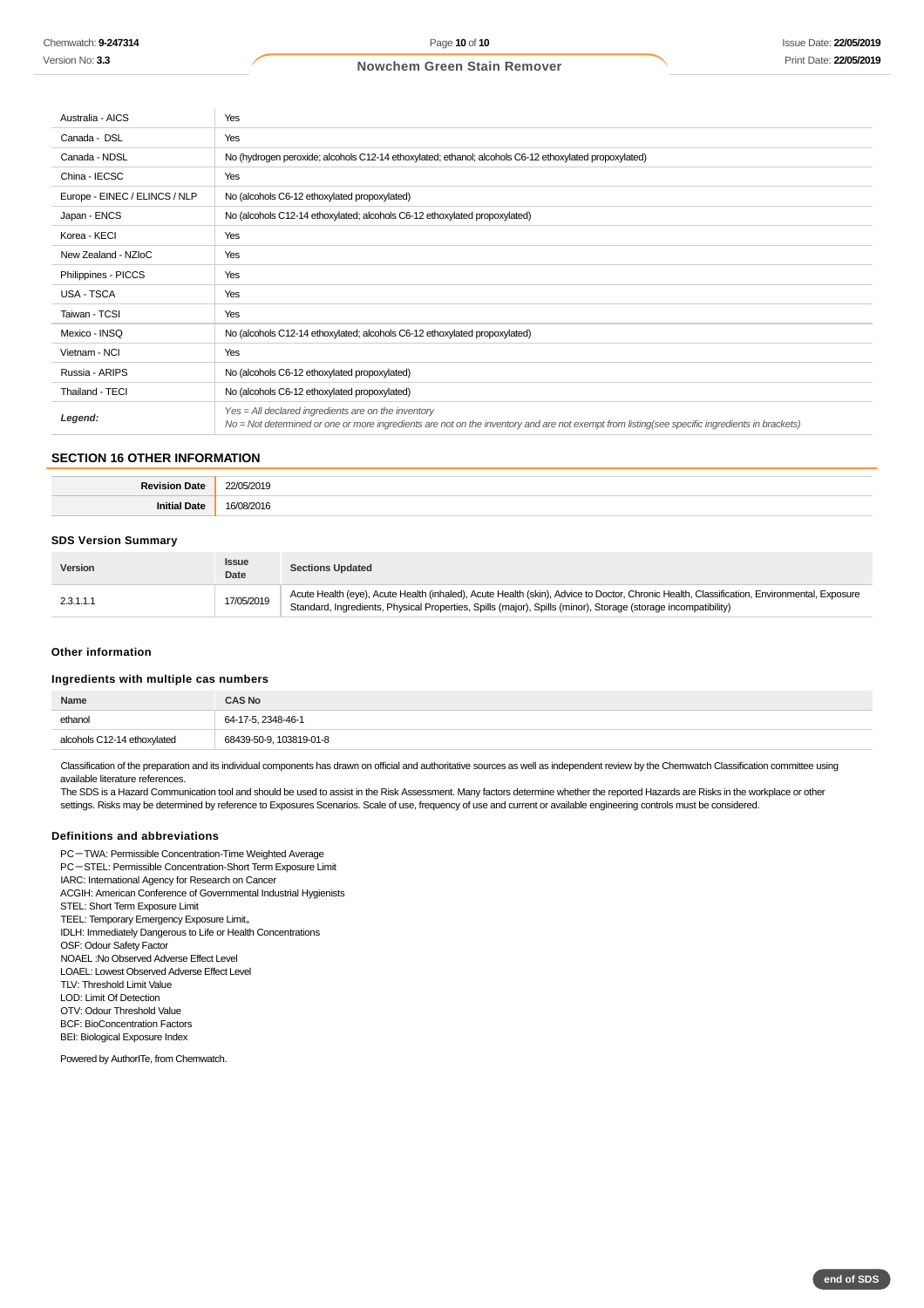| | |
|---|---|
| Australia - AICS | Yes |
| Canada - DSL | Yes |
| Canada - NDSL | No (hydrogen peroxide; alcohols C12-14 ethoxylated; ethanol; alcohols C6-12 ethoxylated propoxylated) |
| China - IECSC | Yes |
| Europe - EINEC / ELINCS / NLP | No (alcohols C6-12 ethoxylated propoxylated) |
| Japan - ENCS | No (alcohols C12-14 ethoxylated; alcohols C6-12 ethoxylated propoxylated) |
| Korea - KECI | Yes |
| New Zealand - NZIoC | Yes |
| Philippines - PICCS | Yes |
| USA - TSCA | Yes |
| Taiwan - TCSI | Yes |
| Mexico - INSQ | No (alcohols C12-14 ethoxylated; alcohols C6-12 ethoxylated propoxylated) |
| Vietnam - NCI | Yes |
| Russia - ARIPS | No (alcohols C6-12 ethoxylated propoxylated) |
| Thailand - TECI | No (alcohols C6-12 ethoxylated propoxylated) |
| ***Legend:*** | *Yes = All declared ingredients are on the inventory*<br>*No = Not determined or one or more ingredients are not on the inventory and are not exempt from listing(see specific ingredients in brackets)* |

## SECTION 16 OTHER INFORMATION

| | |
|---|---|
| **Revision Date** | 22/05/2019 |
| **Initial Date** | 16/08/2016 |

### SDS Version Summary

| Version | Issue Date | Sections Updated |
|---|---|---|
| 2.3.1.1.1 | 17/05/2019 | Acute Health (eye), Acute Health (inhaled), Acute Health (skin), Advice to Doctor, Chronic Health, Classification, Environmental, Exposure Standard, Ingredients, Physical Properties, Spills (major), Spills (minor), Storage (storage incompatibility) |

### Other information

### Ingredients with multiple cas numbers

| Name | CAS No |
|---|---|
| ethanol | 64-17-5, 2348-46-1 |
| alcohols C12-14 ethoxylated | 68439-50-9, 103819-01-8 |

Classification of the preparation and its individual components has drawn on official and authoritative sources as well as independent review by the Chemwatch Classification committee using available literature references.

The SDS is a Hazard Communication tool and should be used to assist in the Risk Assessment. Many factors determine whether the reported Hazards are Risks in the workplace or other settings. Risks may be determined by reference to Exposures Scenarios. Scale of use, frequency of use and current or available engineering controls must be considered.

### Definitions and abbreviations

PC－TWA: Permissible Concentration-Time Weighted Average
PC－STEL: Permissible Concentration-Short Term Exposure Limit
IARC: International Agency for Research on Cancer
ACGIH: American Conference of Governmental Industrial Hygienists
STEL: Short Term Exposure Limit
TEEL: Temporary Emergency Exposure Limit。
IDLH: Immediately Dangerous to Life or Health Concentrations
OSF: Odour Safety Factor
NOAEL :No Observed Adverse Effect Level
LOAEL: Lowest Observed Adverse Effect Level
TLV: Threshold Limit Value
LOD: Limit Of Detection
OTV: Odour Threshold Value
BCF: BioConcentration Factors
BEI: Biological Exposure Index

Powered by AuthorITe, from Chemwatch.

end of SDS